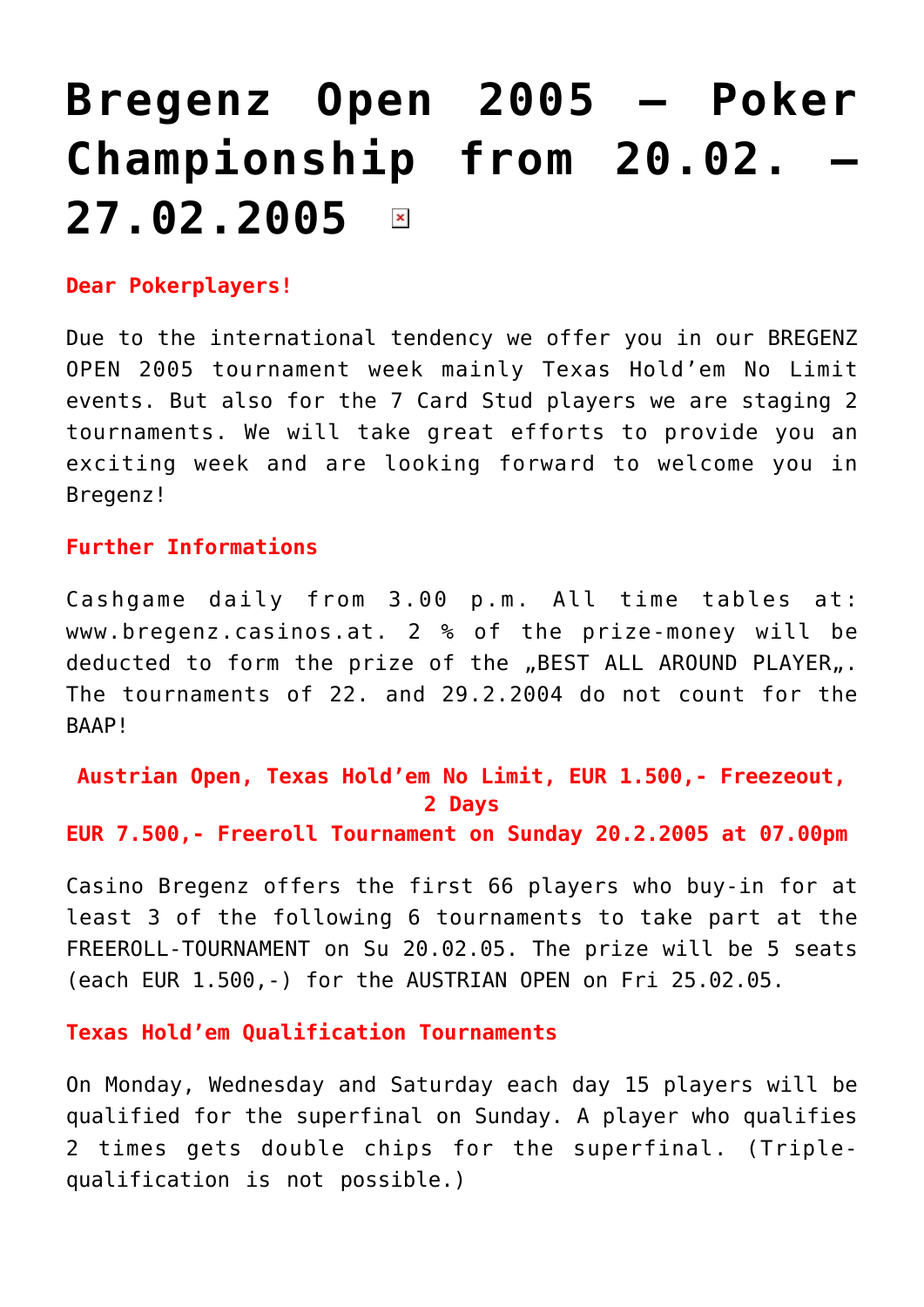# Bregenz Open 2005 – Poker Championship from 20.02. – 27.02.2005

**Dear Pokerplayers!**

Due to the international tendency we offer you in our BREGENZ OPEN 2005 tournament week mainly Texas Hold'em No Limit events. But also for the 7 Card Stud players we are staging 2 tournaments. We will take great efforts to provide you an exciting week and are looking forward to welcome you in Bregenz!

**Further Informations**

Cashgame daily from 3.00 p.m. All time tables at: www.bregenz.casinos.at. 2 % of the prize-money will be deducted to form the prize of the „BEST ALL AROUND PLAYER„. The tournaments of 22. and 29.2.2004 do not count for the BAAP!

**Austrian Open, Texas Hold'em No Limit, EUR 1.500,- Freezeout, 2 Days**

**EUR 7.500,- Freeroll Tournament on Sunday 20.2.2005 at 07.00pm**

Casino Bregenz offers the first 66 players who buy-in for at least 3 of the following 6 tournaments to take part at the FREEROLL-TOURNAMENT on Su 20.02.05. The prize will be 5 seats (each EUR 1.500,-) for the AUSTRIAN OPEN on Fri 25.02.05.

**Texas Hold'em Qualification Tournaments**

On Monday, Wednesday and Saturday each day 15 players will be qualified for the superfinal on Sunday. A player who qualifies 2 times gets double chips for the superfinal. (Triple-qualification is not possible.)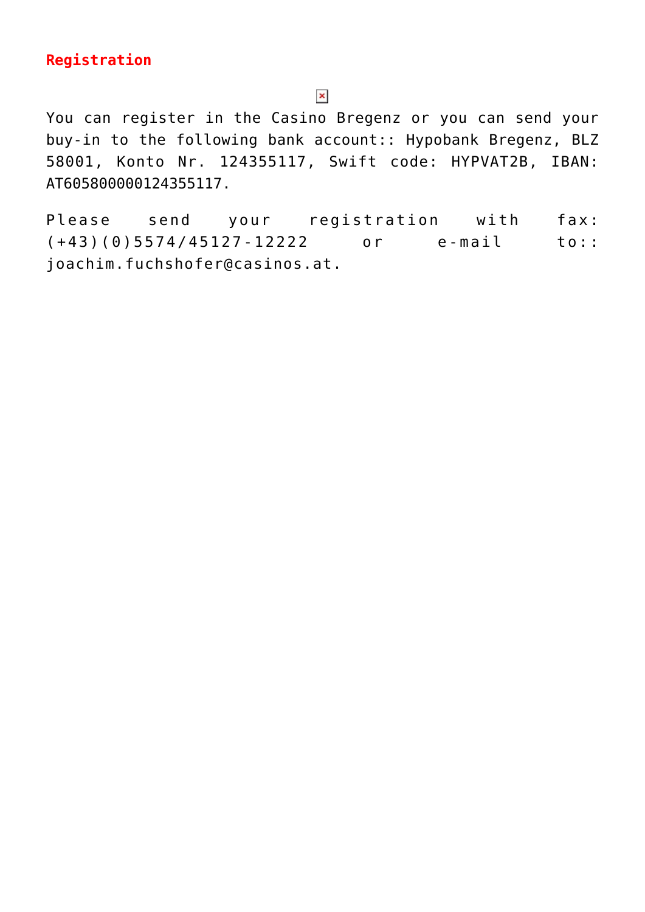**Registration**

You can register in the Casino Bregenz or you can send your buy-in to the following bank account:: Hypobank Bregenz, BLZ 58001, Konto Nr. 124355117, Swift code: HYPVAT2B, IBAN: AT605800000124355117.

Please send your registration with fax: (+43)(0)5574/45127-12222 or e-mail to:: joachim.fuchshofer@casinos.at.